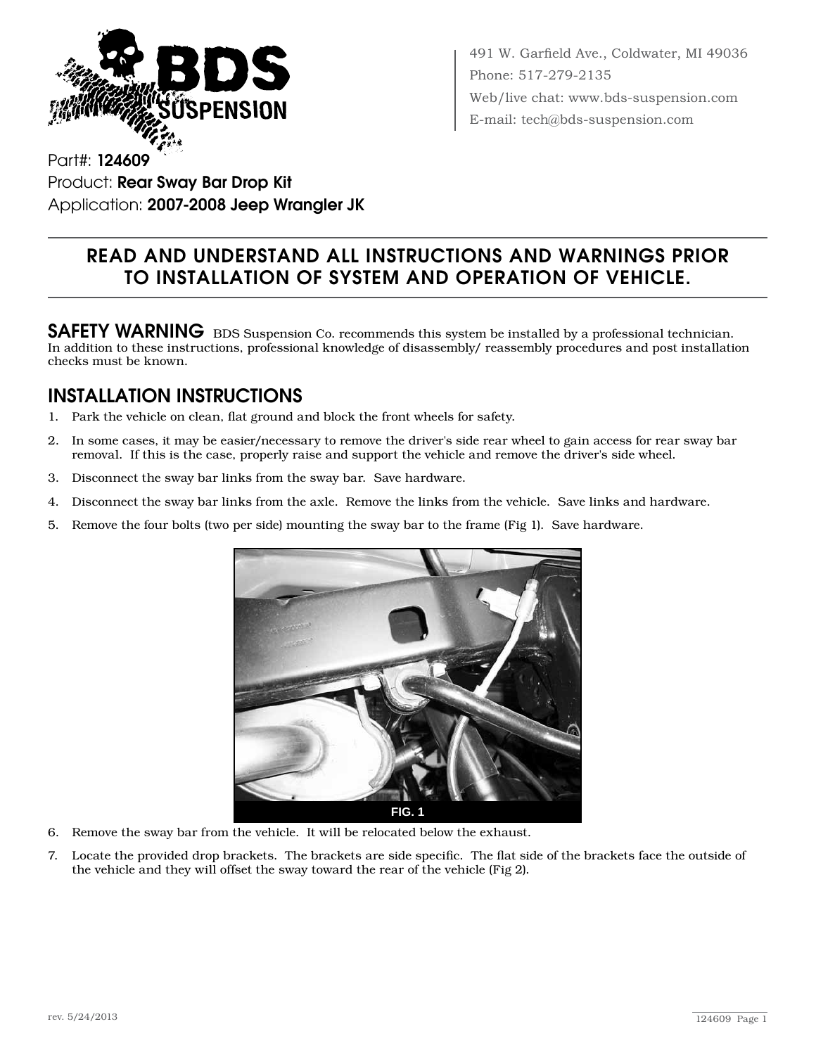491 W. Garfield Ave., Coldwater, MI 49036
Phone: 517-279-2135
Web/live chat: www.bds-suspension.com
E-mail: tech@bds-suspension.com

Part#: **124609**
Product: **Rear Sway Bar Drop Kit**
Application: **2007-2008 Jeep Wrangler JK**

## READ AND UNDERSTAND ALL INSTRUCTIONS AND WARNINGS PRIOR TO INSTALLATION OF SYSTEM AND OPERATION OF VEHICLE.

**SAFETY WARNING** BDS Suspension Co. recommends this system be installed by a professional technician. In addition to these instructions, professional knowledge of disassembly/ reassembly procedures and post installation checks must be known.

## INSTALLATION INSTRUCTIONS

1. Park the vehicle on clean, flat ground and block the front wheels for safety.
2. In some cases, it may be easier/necessary to remove the driver's side rear wheel to gain access for rear sway bar removal. If this is the case, properly raise and support the vehicle and remove the driver's side wheel.
3. Disconnect the sway bar links from the sway bar. Save hardware.
4. Disconnect the sway bar links from the axle. Remove the links from the vehicle. Save links and hardware.
5. Remove the four bolts (two per side) mounting the sway bar to the frame (Fig 1). Save hardware.

FIG. 1

6. Remove the sway bar from the vehicle. It will be relocated below the exhaust.
7. Locate the provided drop brackets. The brackets are side specific. The flat side of the brackets face the outside of the vehicle and they will offset the sway toward the rear of the vehicle (Fig 2).

rev. 5/24/2013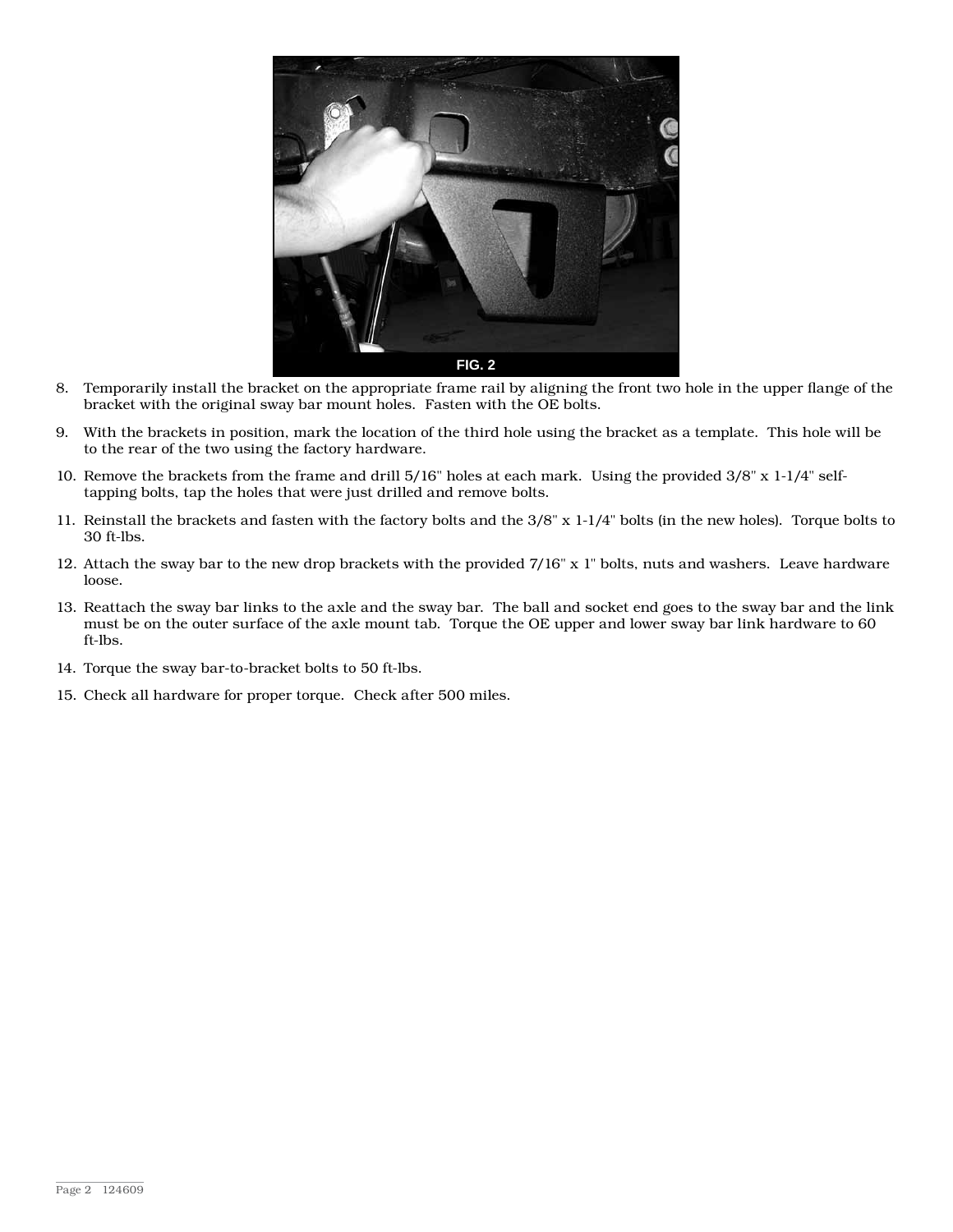FIG. 2

8. Temporarily install the bracket on the appropriate frame rail by aligning the front two hole in the upper flange of the bracket with the original sway bar mount holes. Fasten with the OE bolts.
9. With the brackets in position, mark the location of the third hole using the bracket as a template. This hole will be to the rear of the two using the factory hardware.
10. Remove the brackets from the frame and drill 5/16" holes at each mark. Using the provided 3/8" x 1-1/4" self-tapping bolts, tap the holes that were just drilled and remove bolts.
11. Reinstall the brackets and fasten with the factory bolts and the 3/8" x 1-1/4" bolts (in the new holes). Torque bolts to 30 ft-lbs.
12. Attach the sway bar to the new drop brackets with the provided 7/16" x 1" bolts, nuts and washers. Leave hardware loose.
13. Reattach the sway bar links to the axle and the sway bar. The ball and socket end goes to the sway bar and the link must be on the outer surface of the axle mount tab. Torque the OE upper and lower sway bar link hardware to 60 ft-lbs.
14. Torque the sway bar-to-bracket bolts to 50 ft-lbs.
15. Check all hardware for proper torque. Check after 500 miles.